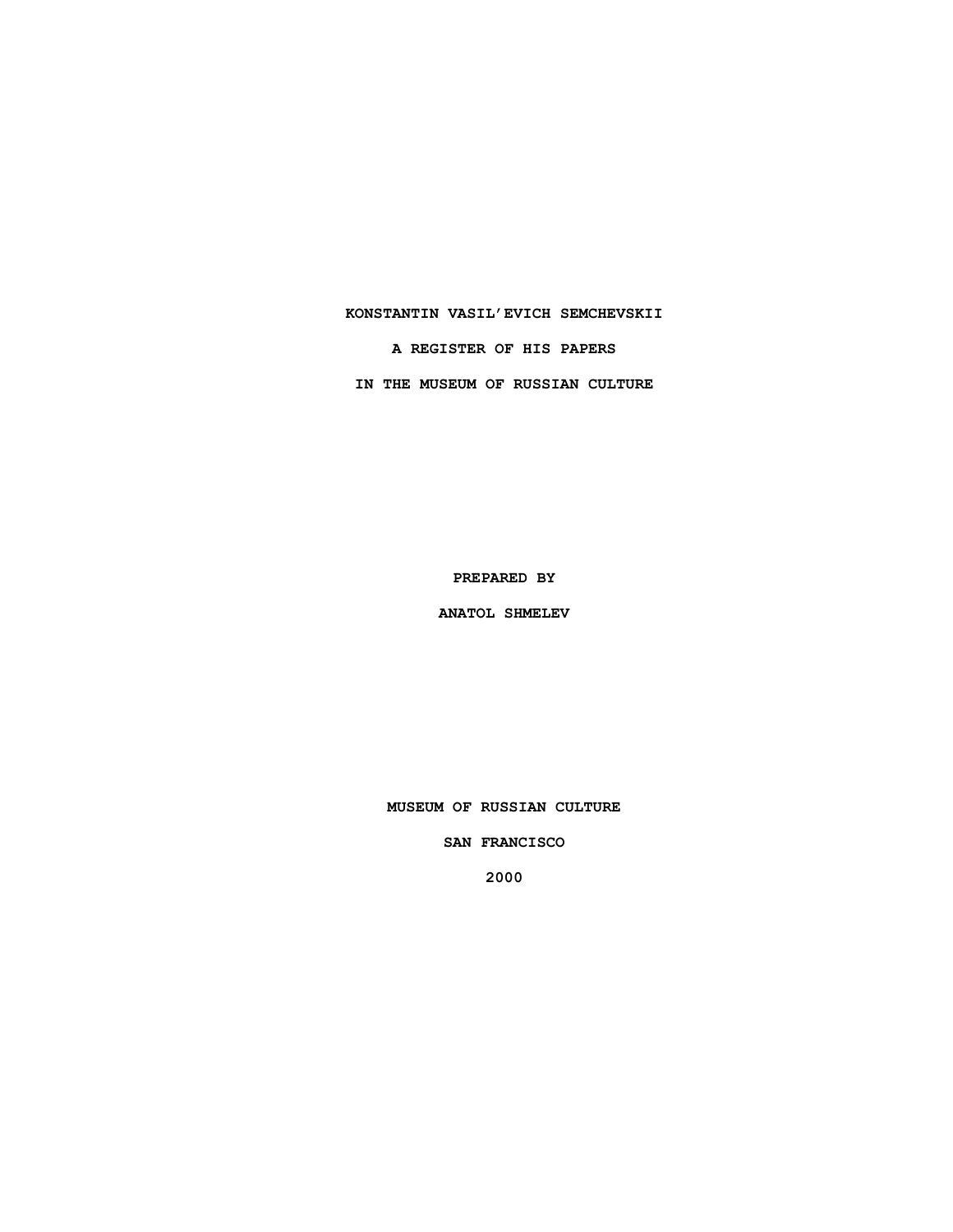**KONSTANTIN VASIL'EVICH SEMCHEVSKII**

**A REGISTER OF HIS PAPERS**

**IN THE MUSEUM OF RUSSIAN CULTURE**

**PREPARED BY**

**ANATOL SHMELEV**

**MUSEUM OF RUSSIAN CULTURE**

**SAN FRANCISCO**

**2000**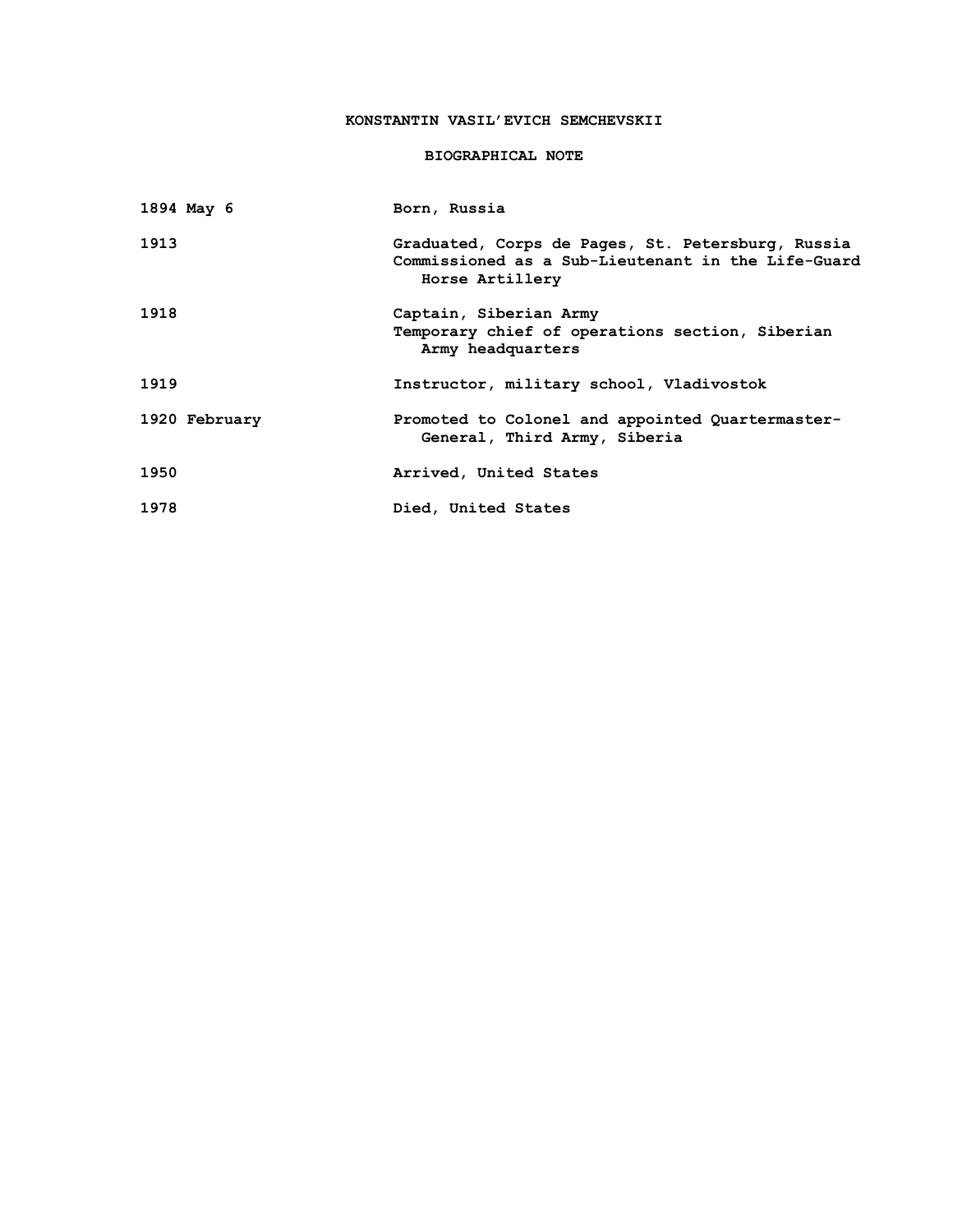# KONSTANTIN VASIL'EVICH SEMCHEVSKII

## BIOGRAPHICAL NOTE

| | |
|---|---|
| 1894 May 6 | Born, Russia |
| 1913 | Graduated, Corps de Pages, St. Petersburg, Russia<br>Commissioned as a Sub-Lieutenant in the Life-Guard Horse Artillery |
| 1918 | Captain, Siberian Army<br>Temporary chief of operations section, Siberian Army headquarters |
| 1919 | Instructor, military school, Vladivostok |
| 1920 February | Promoted to Colonel and appointed Quartermaster-General, Third Army, Siberia |
| 1950 | Arrived, United States |
| 1978 | Died, United States |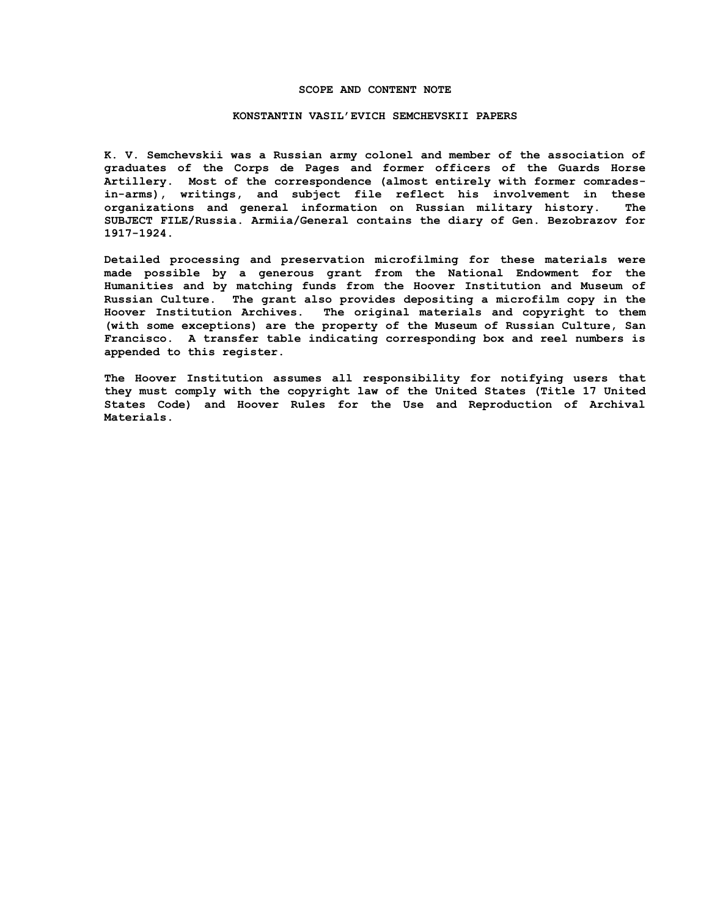## SCOPE AND CONTENT NOTE

### KONSTANTIN VASIL'EVICH SEMCHEVSKII PAPERS

K. V. Semchevskii was a Russian army colonel and member of the association of graduates of the Corps de Pages and former officers of the Guards Horse Artillery. Most of the correspondence (almost entirely with former comrades-in-arms), writings, and subject file reflect his involvement in these organizations and general information on Russian military history. The SUBJECT FILE/Russia. Armiia/General contains the diary of Gen. Bezobrazov for 1917-1924.

Detailed processing and preservation microfilming for these materials were made possible by a generous grant from the National Endowment for the Humanities and by matching funds from the Hoover Institution and Museum of Russian Culture. The grant also provides depositing a microfilm copy in the Hoover Institution Archives. The original materials and copyright to them (with some exceptions) are the property of the Museum of Russian Culture, San Francisco. A transfer table indicating corresponding box and reel numbers is appended to this register.

The Hoover Institution assumes all responsibility for notifying users that they must comply with the copyright law of the United States (Title 17 United States Code) and Hoover Rules for the Use and Reproduction of Archival Materials.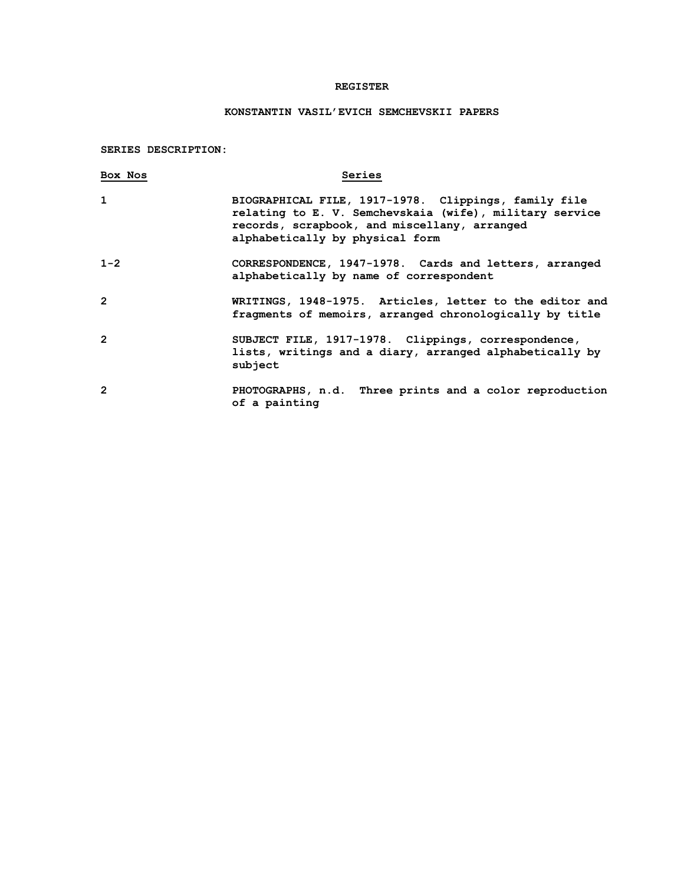# REGISTER

## KONSTANTIN VASIL'EVICH SEMCHEVSKII PAPERS

**SERIES DESCRIPTION:**

| Box Nos | Series |
|---|---|
| 1 | BIOGRAPHICAL FILE, 1917-1978. Clippings, family file relating to E. V. Semchevskaia (wife), military service records, scrapbook, and miscellany, arranged alphabetically by physical form |
| 1-2 | CORRESPONDENCE, 1947-1978. Cards and letters, arranged alphabetically by name of correspondent |
| 2 | WRITINGS, 1948-1975. Articles, letter to the editor and fragments of memoirs, arranged chronologically by title |
| 2 | SUBJECT FILE, 1917-1978. Clippings, correspondence, lists, writings and a diary, arranged alphabetically by subject |
| 2 | PHOTOGRAPHS, n.d. Three prints and a color reproduction of a painting |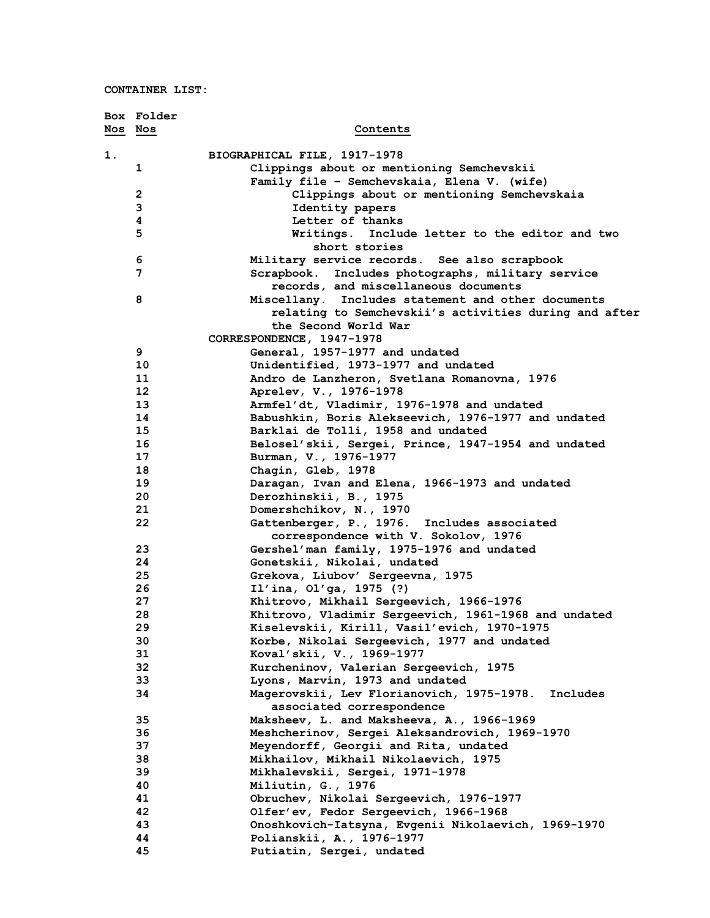**CONTAINER LIST:**

| Box Nos | Folder Nos | Contents |
|---|---|---|
| 1. | | BIOGRAPHICAL FILE, 1917-1978 |
| | 1 | Clippings about or mentioning Semchevskii |
| | | Family file – Semchevskaia, Elena V. (wife) |
| | 2 | Clippings about or mentioning Semchevskaia |
| | 3 | Identity papers |
| | 4 | Letter of thanks |
| | 5 | Writings. Include letter to the editor and two short stories |
| | 6 | Military service records. See also scrapbook |
| | 7 | Scrapbook. Includes photographs, military service records, and miscellaneous documents |
| | 8 | Miscellany. Includes statement and other documents relating to Semchevskii's activities during and after the Second World War |
| | | CORRESPONDENCE, 1947-1978 |
| | 9 | General, 1957-1977 and undated |
| | 10 | Unidentified, 1973-1977 and undated |
| | 11 | Andro de Lanzheron, Svetlana Romanovna, 1976 |
| | 12 | Aprelev, V., 1976-1978 |
| | 13 | Armfel'dt, Vladimir, 1976-1978 and undated |
| | 14 | Babushkin, Boris Alekseevich, 1976-1977 and undated |
| | 15 | Barklai de Tolli, 1958 and undated |
| | 16 | Belosel'skii, Sergei, Prince, 1947-1954 and undated |
| | 17 | Burman, V., 1976-1977 |
| | 18 | Chagin, Gleb, 1978 |
| | 19 | Daragan, Ivan and Elena, 1966-1973 and undated |
| | 20 | Derozhinskii, B., 1975 |
| | 21 | Domershchikov, N., 1970 |
| | 22 | Gattenberger, P., 1976. Includes associated correspondence with V. Sokolov, 1976 |
| | 23 | Gershel'man family, 1975-1976 and undated |
| | 24 | Gonetskii, Nikolai, undated |
| | 25 | Grekova, Liubov' Sergeevna, 1975 |
| | 26 | Il'ina, Ol'ga, 1975 (?) |
| | 27 | Khitrovo, Mikhail Sergeevich, 1966-1976 |
| | 28 | Khitrovo, Vladimir Sergeevich, 1961-1968 and undated |
| | 29 | Kiselevskii, Kirill, Vasil'evich, 1970-1975 |
| | 30 | Korbe, Nikolai Sergeevich, 1977 and undated |
| | 31 | Koval'skii, V., 1969-1977 |
| | 32 | Kurcheninov, Valerian Sergeevich, 1975 |
| | 33 | Lyons, Marvin, 1973 and undated |
| | 34 | Magerovskii, Lev Florianovich, 1975-1978. Includes associated correspondence |
| | 35 | Maksheev, L. and Maksheeva, A., 1966-1969 |
| | 36 | Meshcherinov, Sergei Aleksandrovich, 1969-1970 |
| | 37 | Meyendorff, Georgii and Rita, undated |
| | 38 | Mikhailov, Mikhail Nikolaevich, 1975 |
| | 39 | Mikhalevskii, Sergei, 1971-1978 |
| | 40 | Miliutin, G., 1976 |
| | 41 | Obruchev, Nikolai Sergeevich, 1976-1977 |
| | 42 | Olfer'ev, Fedor Sergeevich, 1966-1968 |
| | 43 | Onoshkovich-Iatsyna, Evgenii Nikolaevich, 1969-1970 |
| | 44 | Polianskii, A., 1976-1977 |
| | 45 | Putiatin, Sergei, undated |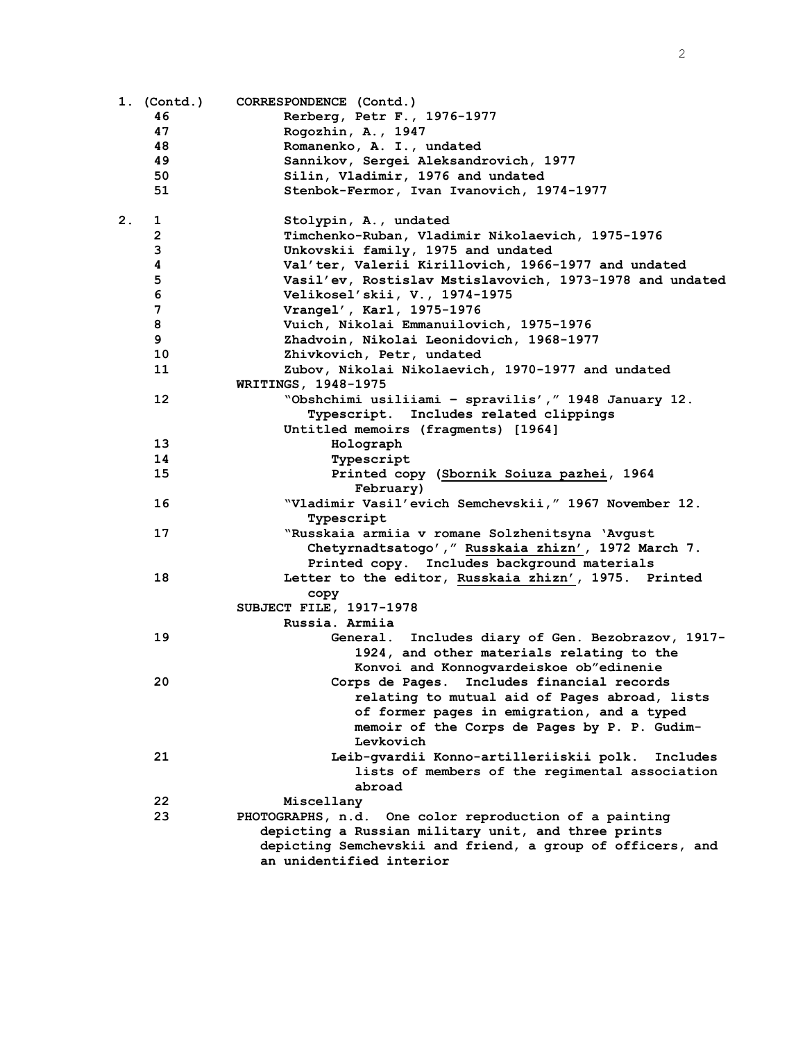**1. (Contd.) CORRESPONDENCE (Contd.)**

| Box | Folder | Contents |
|---|---|---|
| 1 | 46 | Rerberg, Petr F., 1976-1977 |
| | 47 | Rogozhin, A., 1947 |
| | 48 | Romanenko, A. I., undated |
| | 49 | Sannikov, Sergei Aleksandrovich, 1977 |
| | 50 | Silin, Vladimir, 1976 and undated |
| | 51 | Stenbok-Fermor, Ivan Ivanovich, 1974-1977 |
| 2 | 1 | Stolypin, A., undated |
| | 2 | Timchenko-Ruban, Vladimir Nikolaevich, 1975-1976 |
| | 3 | Unkovskii family, 1975 and undated |
| | 4 | Val'ter, Valerii Kirillovich, 1966-1977 and undated |
| | 5 | Vasil'ev, Rostislav Mstislavovich, 1973-1978 and undated |
| | 6 | Velikosel'skii, V., 1974-1975 |
| | 7 | Vrangel', Karl, 1975-1976 |
| | 8 | Vuich, Nikolai Emmanuilovich, 1975-1976 |
| | 9 | Zhadvoin, Nikolai Leonidovich, 1968-1977 |
| | 10 | Zhivkovich, Petr, undated |
| | 11 | Zubov, Nikolai Nikolaevich, 1970-1977 and undated |
| | | **WRITINGS, 1948-1975** |
| | 12 | "Obshchimi usiliiami – spravilis'," 1948 January 12. Typescript. Includes related clippings |
| | | Untitled memoirs (fragments) [1964] |
| | 13 | Holograph |
| | 14 | Typescript |
| | 15 | Printed copy (Sbornik Soiuza pazhei, 1964 February) |
| | 16 | "Vladimir Vasil'evich Semchevskii," 1967 November 12. Typescript |
| | 17 | "Russkaia armiia v romane Solzhenitsyna 'Avgust Chetyrnadtsatogo'," Russkaia zhizn', 1972 March 7. Printed copy. Includes background materials |
| | 18 | Letter to the editor, Russkaia zhizn', 1975. Printed copy |
| | | **SUBJECT FILE, 1917-1978** |
| | | Russia. Armiia |
| | 19 | General. Includes diary of Gen. Bezobrazov, 1917-1924, and other materials relating to the Konvoi and Konnogvardeiskoe ob"edinenie |
| | 20 | Corps de Pages. Includes financial records relating to mutual aid of Pages abroad, lists of former pages in emigration, and a typed memoir of the Corps de Pages by P. P. Gudim-Levkovich |
| | 21 | Leib-gvardii Konno-artilleriiskii polk. Includes lists of members of the regimental association abroad |
| | 22 | Miscellany |
| | 23 | **PHOTOGRAPHS, n.d.** One color reproduction of a painting depicting a Russian military unit, and three prints depicting Semchevskii and friend, a group of officers, and an unidentified interior |